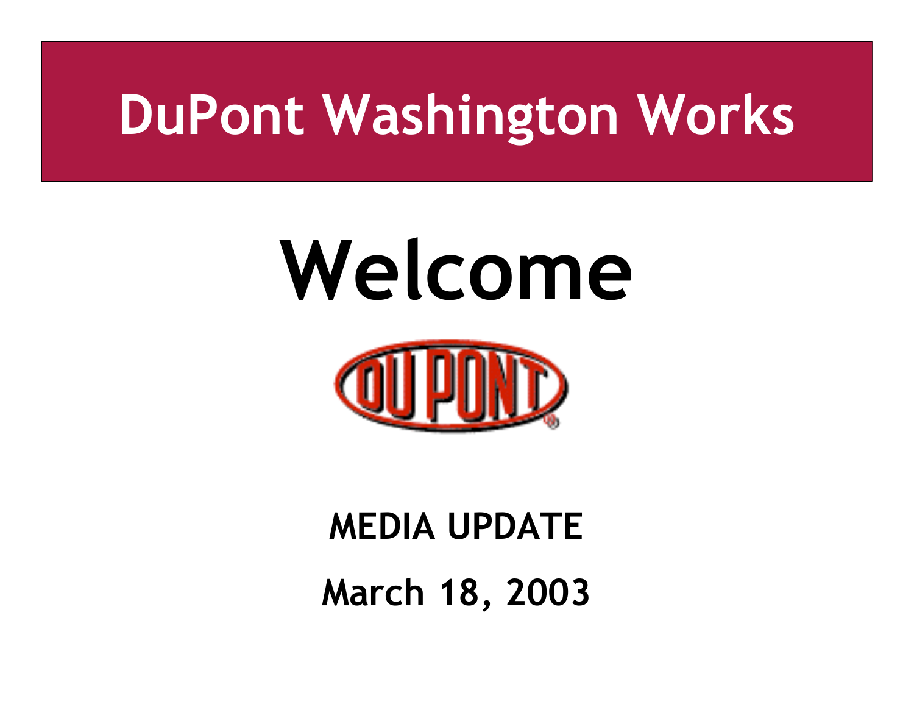# DuPont Washington Works

# Welcome

DU PONT

**MEDIA UPDATE**

**March 18, 2003**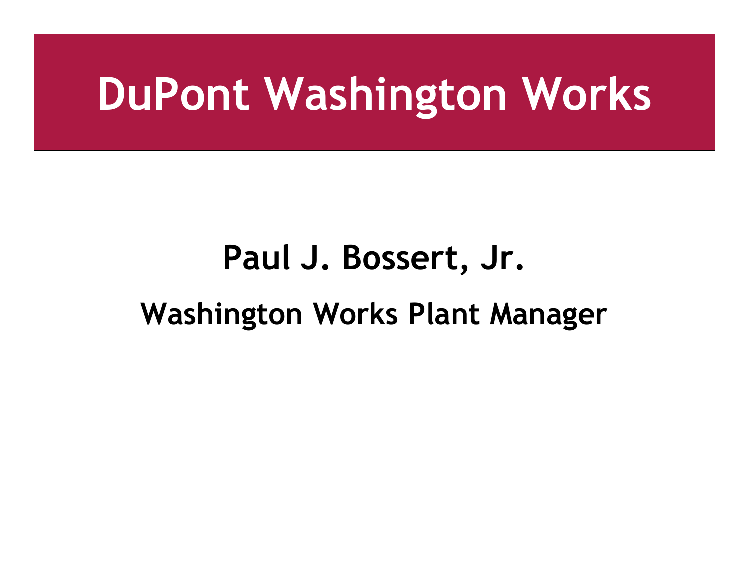# DuPont Washington Works

**Paul J. Bossert, Jr.**

**Washington Works Plant Manager**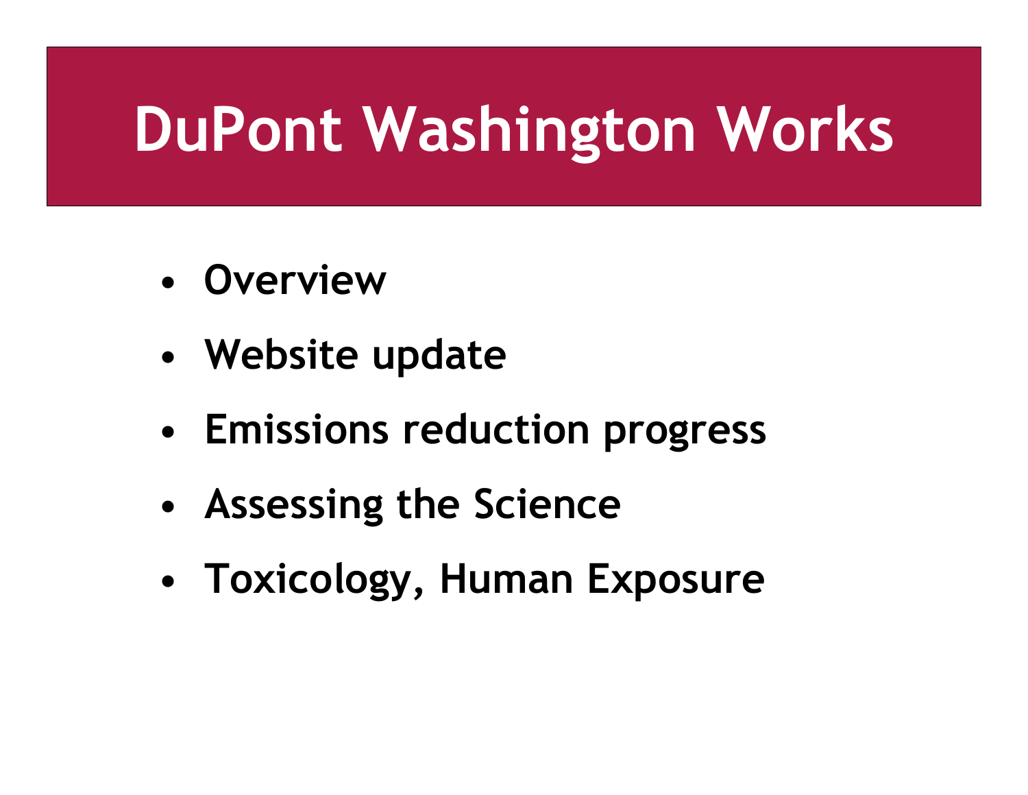# DuPont Washington Works

- Overview
- Website update
- Emissions reduction progress
- Assessing the Science
- Toxicology, Human Exposure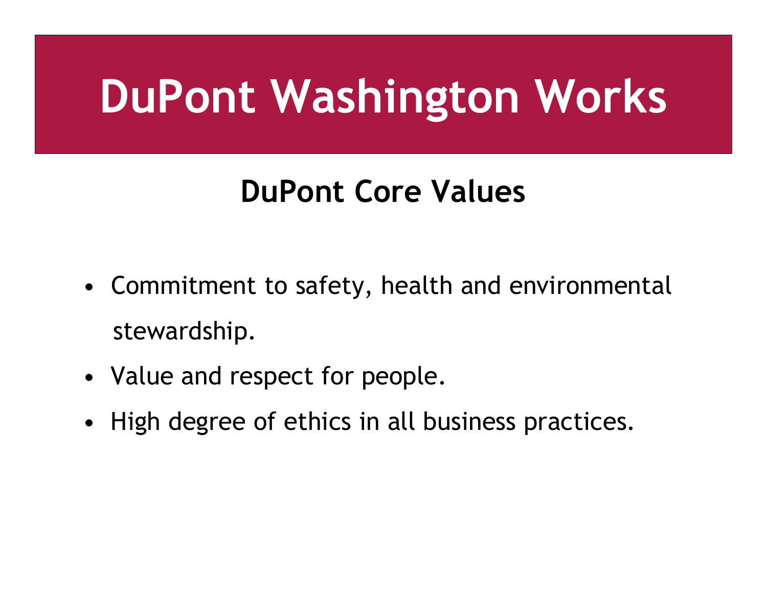# DuPont Washington Works

## DuPont Core Values

- Commitment to safety, health and environmental stewardship.
- Value and respect for people.
- High degree of ethics in all business practices.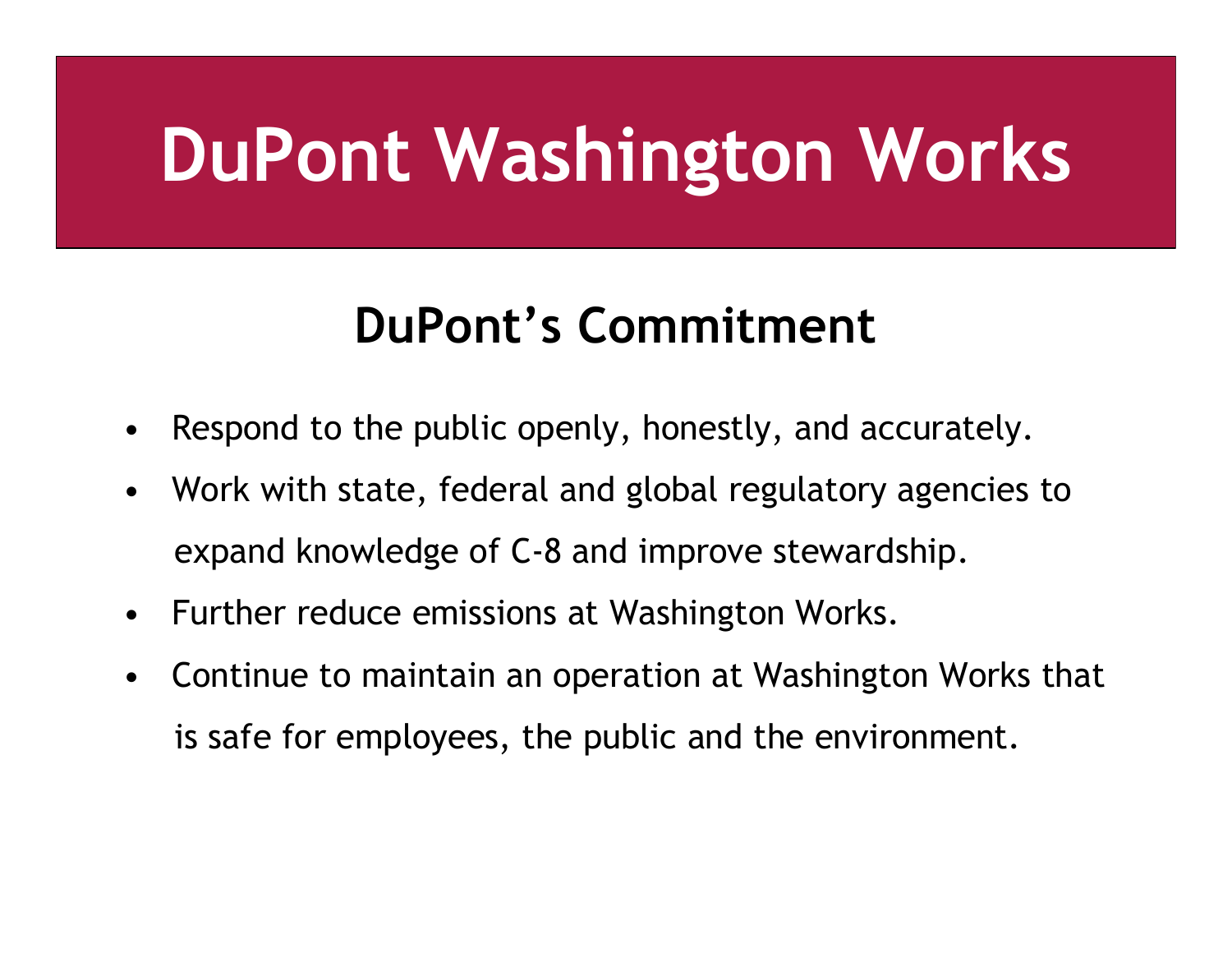# DuPont Washington Works

## DuPont's Commitment

- Respond to the public openly, honestly, and accurately.
- Work with state, federal and global regulatory agencies to expand knowledge of C-8 and improve stewardship.
- Further reduce emissions at Washington Works.
- Continue to maintain an operation at Washington Works that is safe for employees, the public and the environment.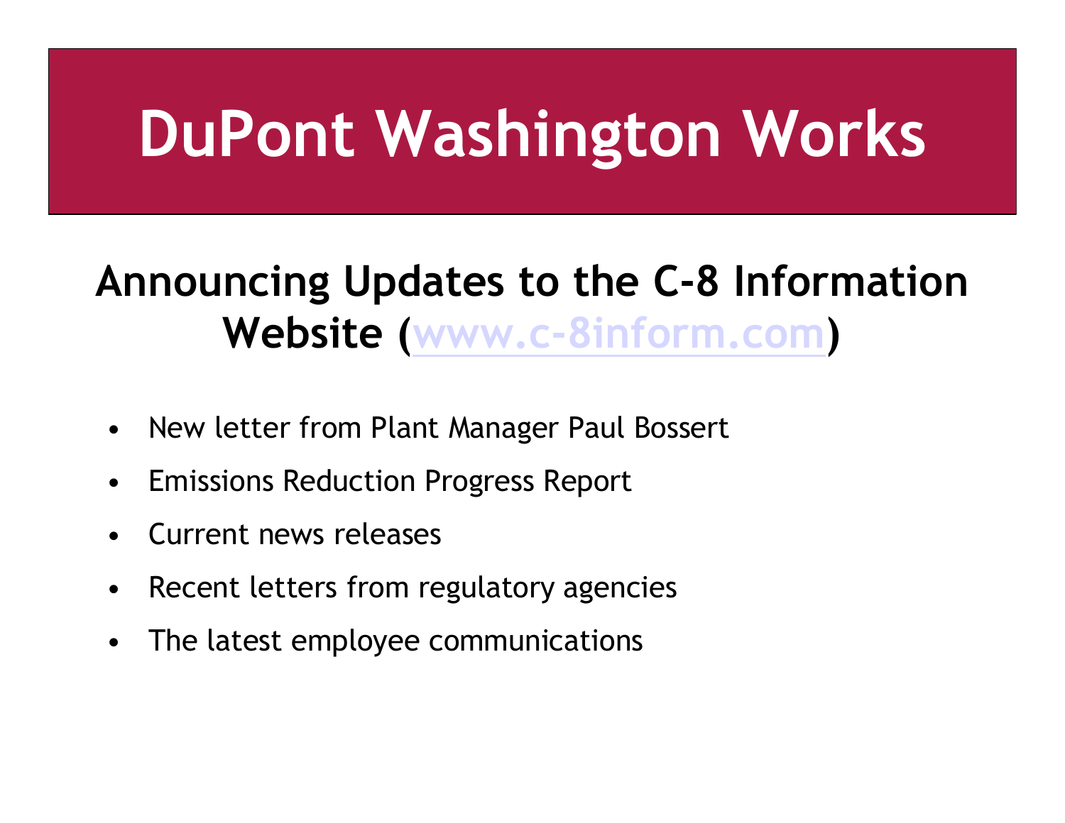# DuPont Washington Works

## Announcing Updates to the C-8 Information Website (www.c-8inform.com)

- New letter from Plant Manager Paul Bossert
- Emissions Reduction Progress Report
- Current news releases
- Recent letters from regulatory agencies
- The latest employee communications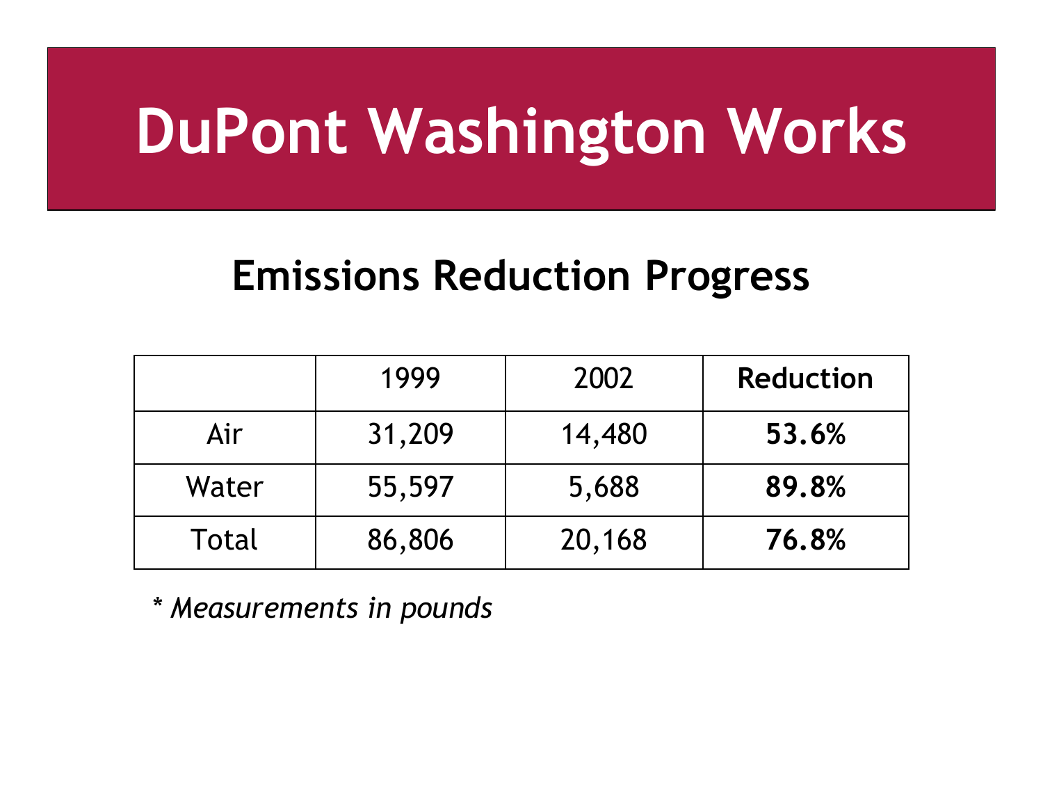# DuPont Washington Works

## Emissions Reduction Progress

| | 1999 | 2002 | **Reduction** |
|---|---|---|---|
| Air | 31,209 | 14,480 | **53.6%** |
| Water | 55,597 | 5,688 | **89.8%** |
| Total | 86,806 | 20,168 | **76.8%** |

*\* Measurements in pounds*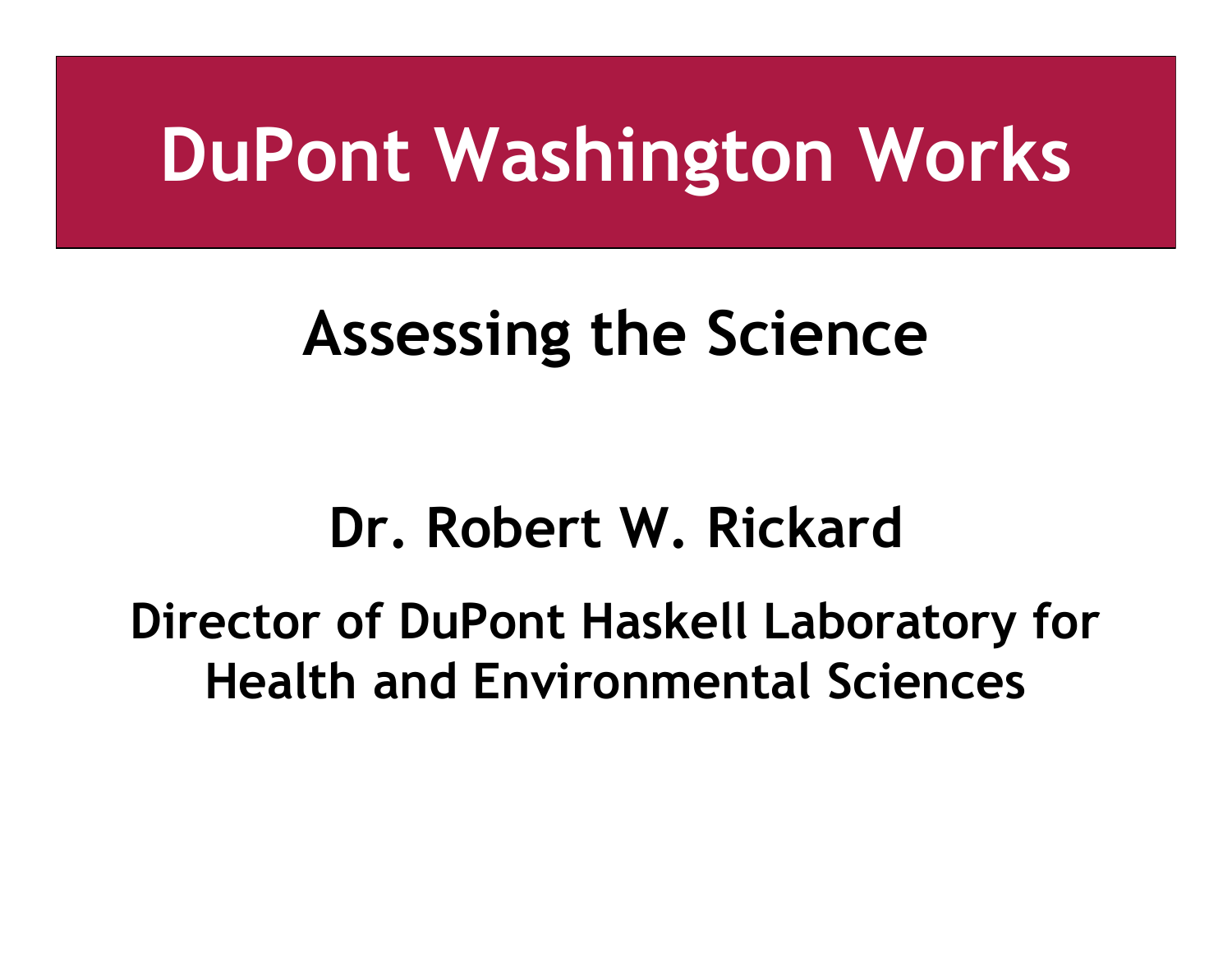# DuPont Washington Works

## Assessing the Science

**Dr. Robert W. Rickard**

**Director of DuPont Haskell Laboratory for Health and Environmental Sciences**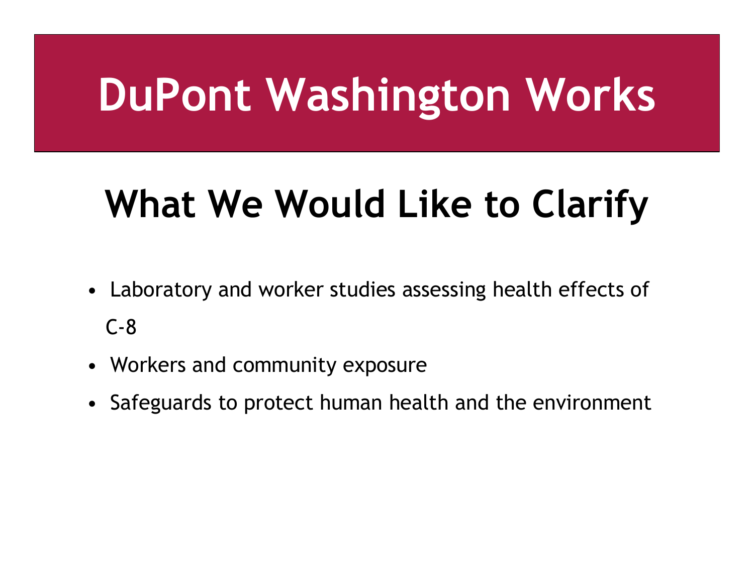# DuPont Washington Works

## What We Would Like to Clarify

- Laboratory and worker studies assessing health effects of C-8
- Workers and community exposure
- Safeguards to protect human health and the environment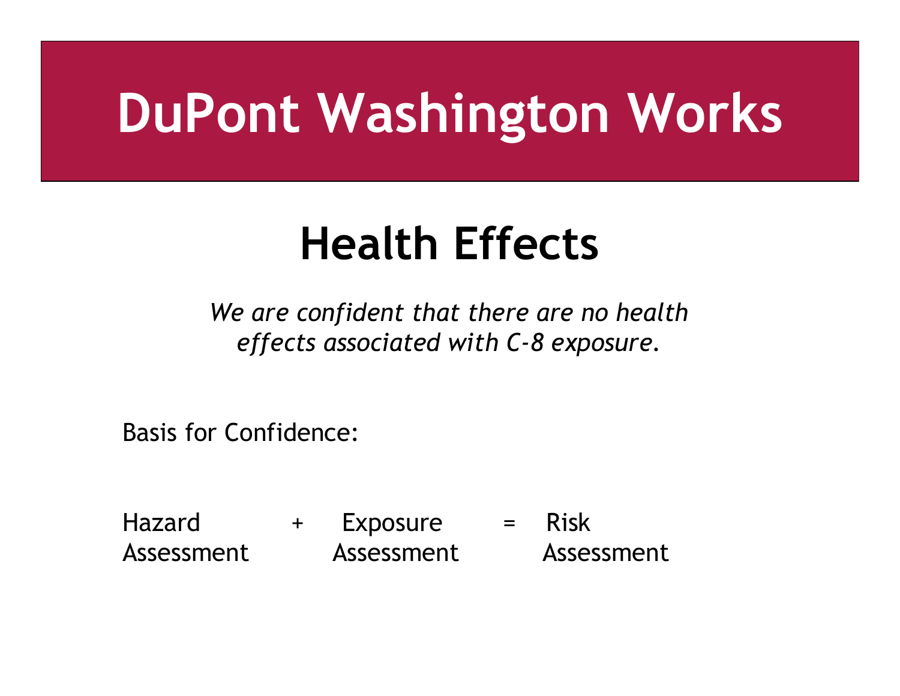# DuPont Washington Works

## Health Effects

*We are confident that there are no health effects associated with C-8 exposure.*

Basis for Confidence:

Hazard Assessment + Exposure Assessment = Risk Assessment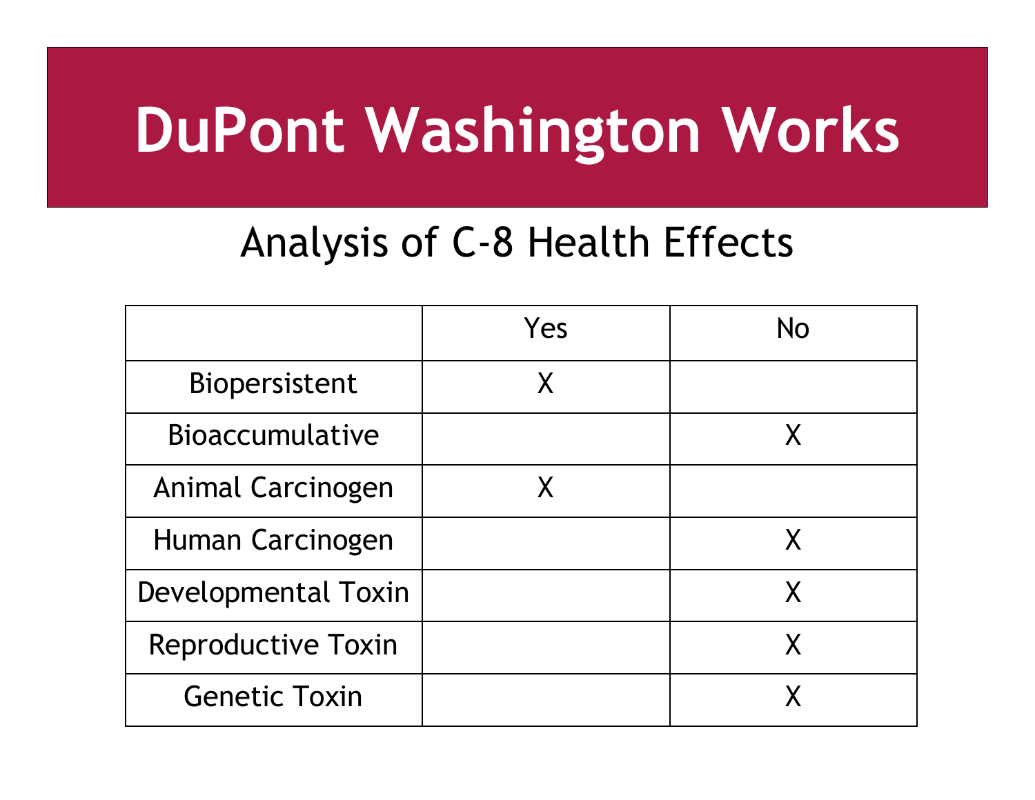# DuPont Washington Works

## Analysis of C-8 Health Effects

| | Yes | No |
|---|---|---|
| Biopersistent | X | |
| Bioaccumulative | | X |
| Animal Carcinogen | X | |
| Human Carcinogen | | X |
| Developmental Toxin | | X |
| Reproductive Toxin | | X |
| Genetic Toxin | | X |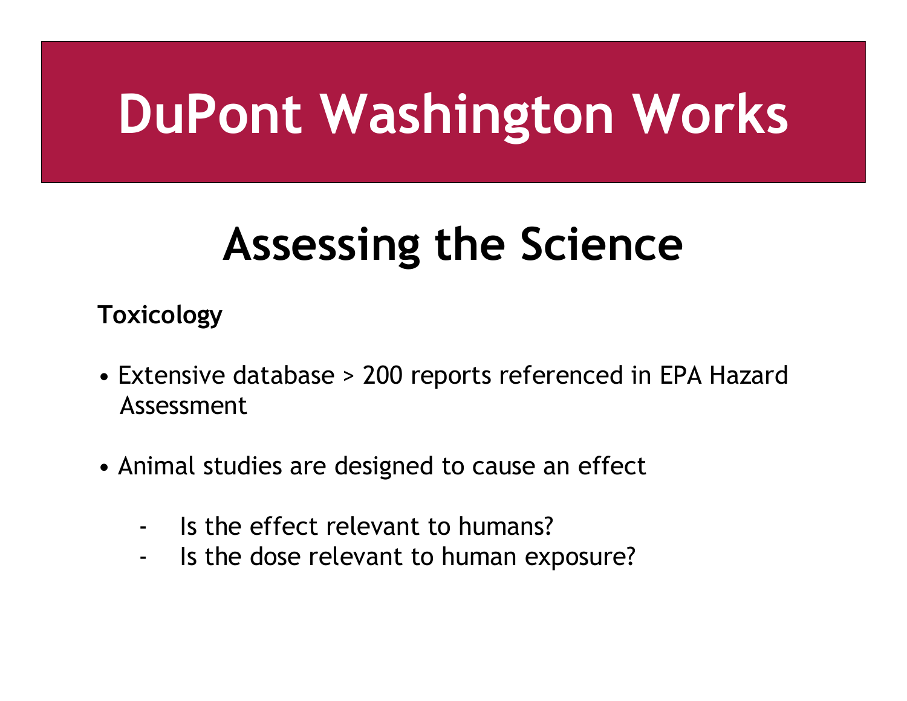# DuPont Washington Works

## Assessing the Science

**Toxicology**

- Extensive database > 200 reports referenced in EPA Hazard Assessment

- Animal studies are designed to cause an effect
  - Is the effect relevant to humans?
  - Is the dose relevant to human exposure?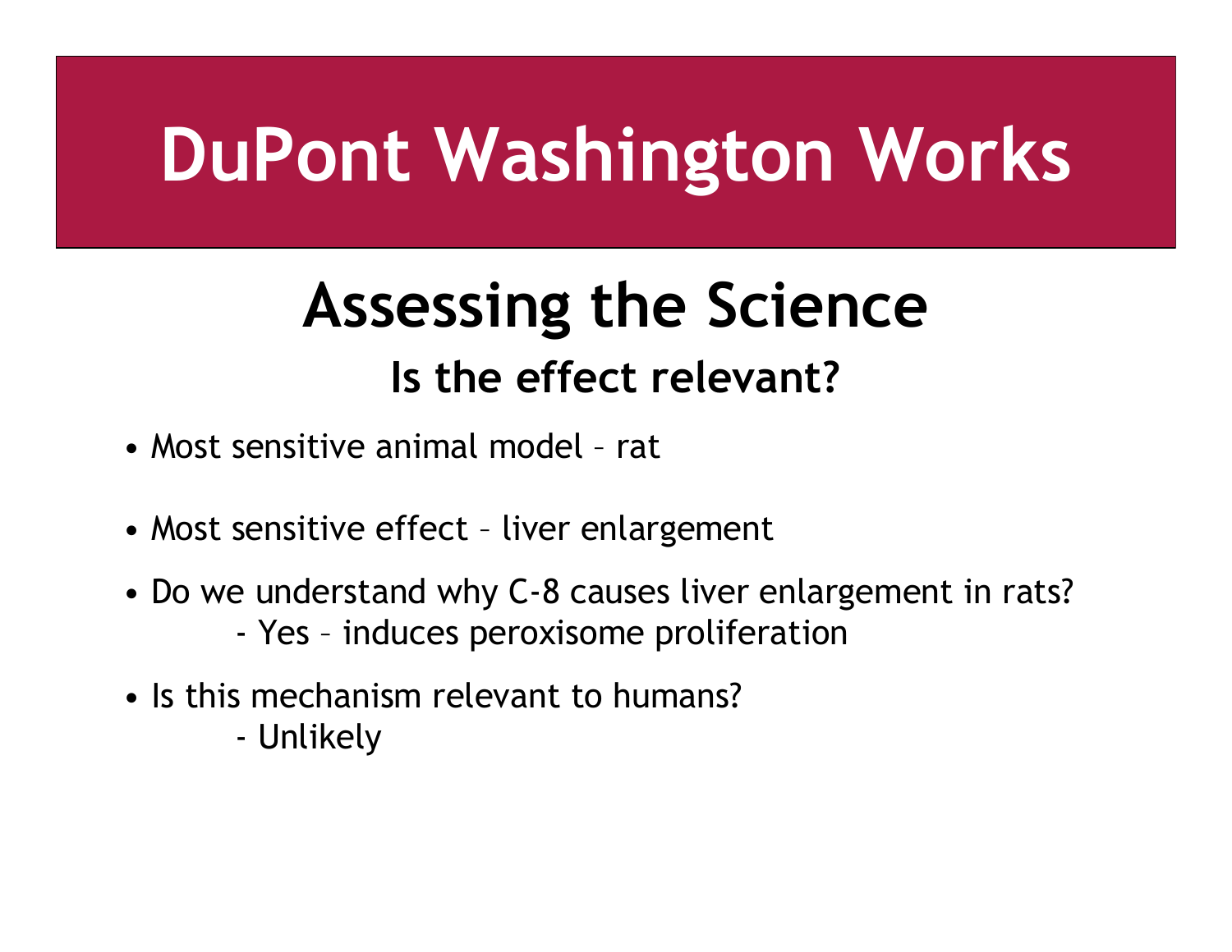# DuPont Washington Works

## Assessing the Science

### Is the effect relevant?

- Most sensitive animal model – rat
- Most sensitive effect – liver enlargement
- Do we understand why C-8 causes liver enlargement in rats?
  - Yes – induces peroxisome proliferation
- Is this mechanism relevant to humans?
  - Unlikely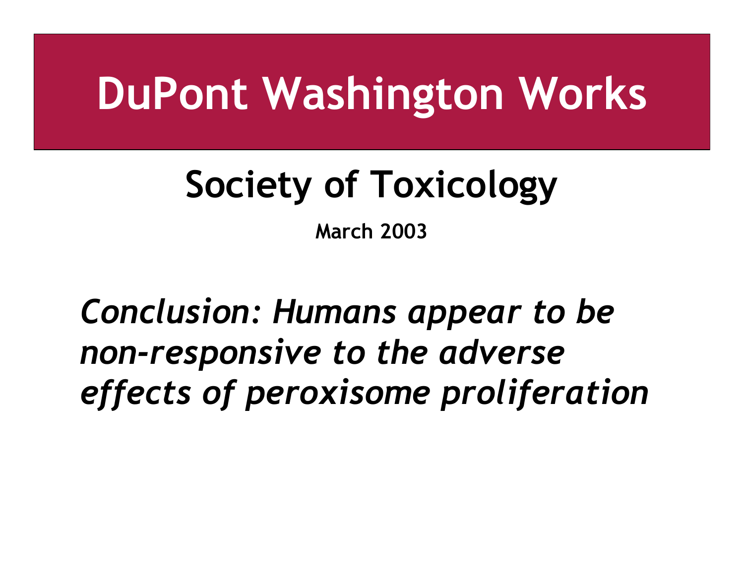# DuPont Washington Works

## Society of Toxicology

**March 2003**

*Conclusion: Humans appear to be non-responsive to the adverse effects of peroxisome proliferation*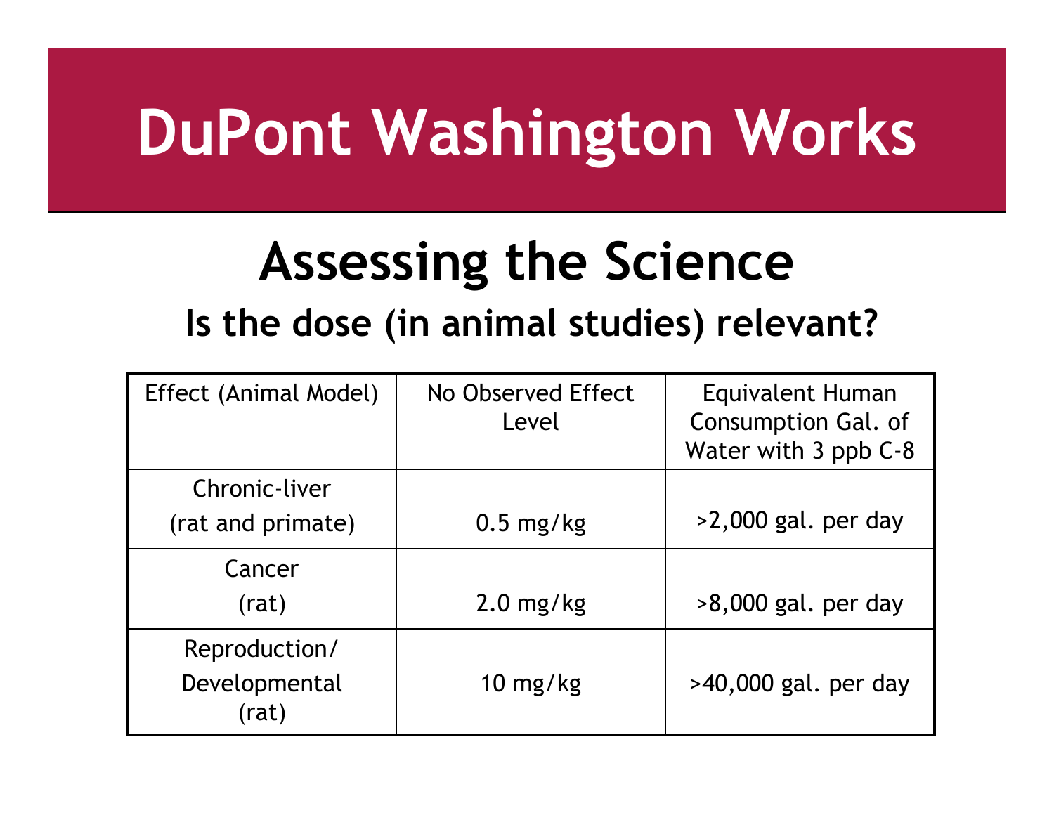# DuPont Washington Works

## Assessing the Science

### Is the dose (in animal studies) relevant?

| Effect (Animal Model) | No Observed Effect Level | Equivalent Human Consumption Gal. of Water with 3 ppb C-8 |
|---|---|---|
| Chronic-liver (rat and primate) | 0.5 mg/kg | >2,000 gal. per day |
| Cancer (rat) | 2.0 mg/kg | >8,000 gal. per day |
| Reproduction/ Developmental (rat) | 10 mg/kg | >40,000 gal. per day |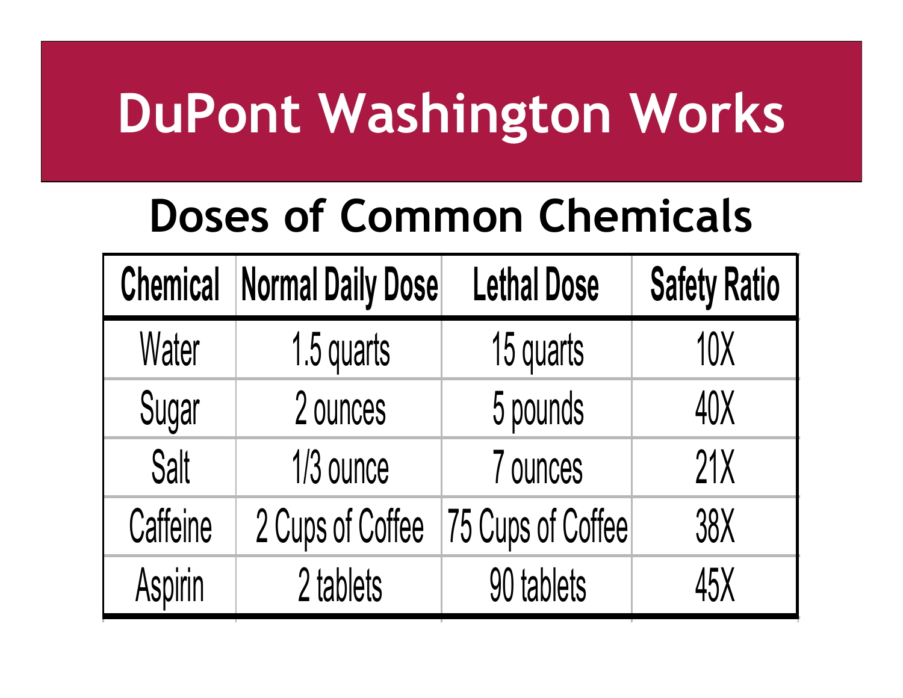# DuPont Washington Works

## Doses of Common Chemicals

| Chemical | Normal Daily Dose | Lethal Dose | Safety Ratio |
|---|---|---|---|
| Water | 1.5 quarts | 15 quarts | 10X |
| Sugar | 2 ounces | 5 pounds | 40X |
| Salt | 1/3 ounce | 7 ounces | 21X |
| Caffeine | 2 Cups of Coffee | 75 Cups of Coffee | 38X |
| Aspirin | 2 tablets | 90 tablets | 45X |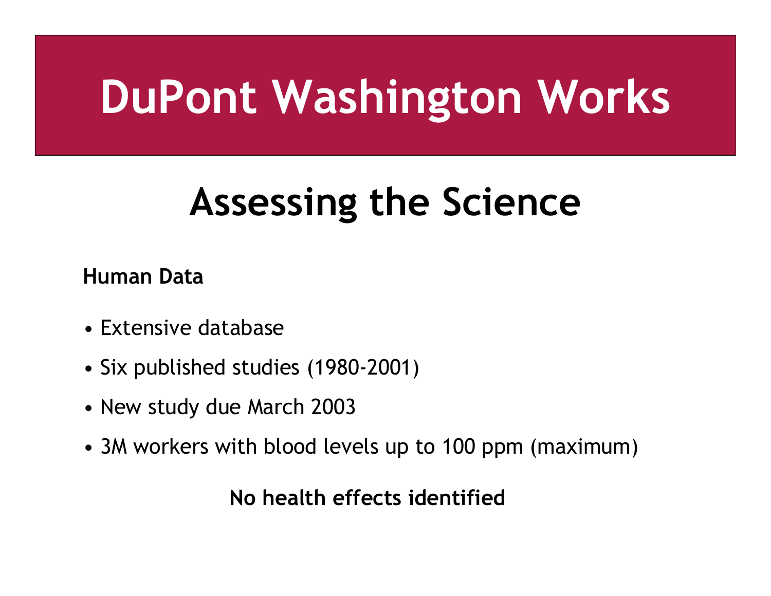# DuPont Washington Works

## Assessing the Science

**Human Data**

- Extensive database
- Six published studies (1980-2001)
- New study due March 2003
- 3M workers with blood levels up to 100 ppm (maximum)

**No health effects identified**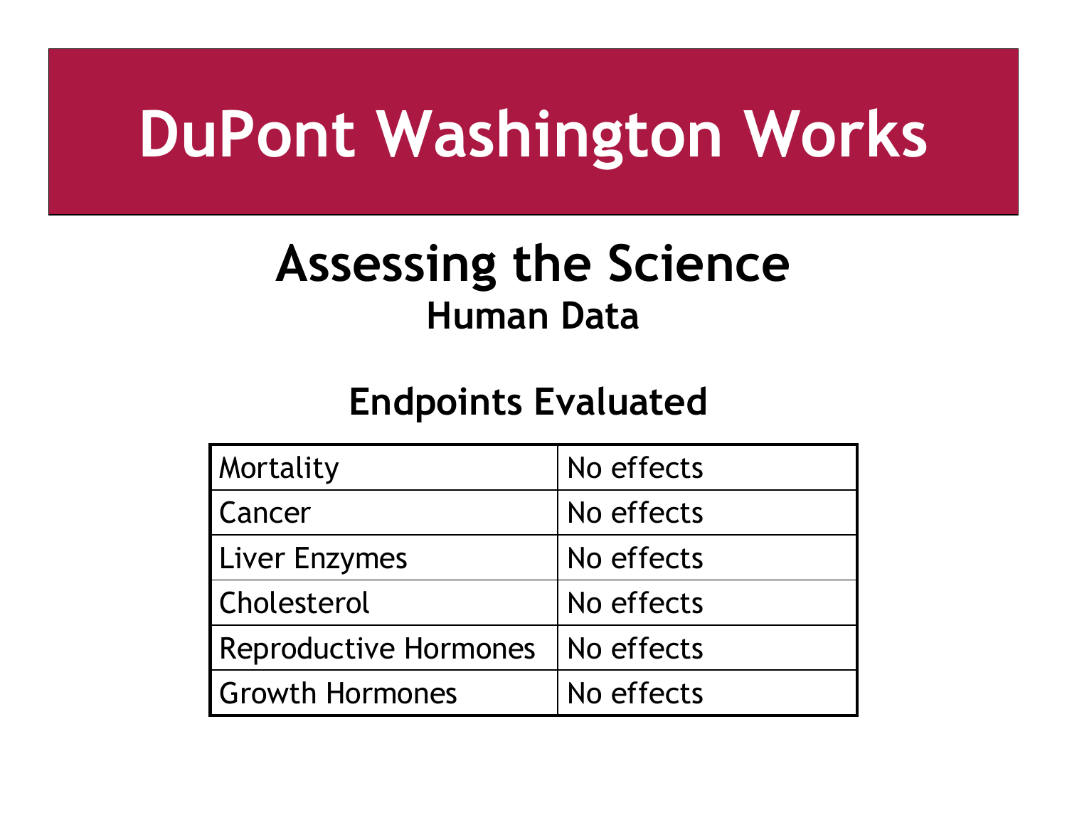# DuPont Washington Works

## Assessing the Science

### Human Data

### Endpoints Evaluated

| Endpoint | Result |
|---|---|
| Mortality | No effects |
| Cancer | No effects |
| Liver Enzymes | No effects |
| Cholesterol | No effects |
| Reproductive Hormones | No effects |
| Growth Hormones | No effects |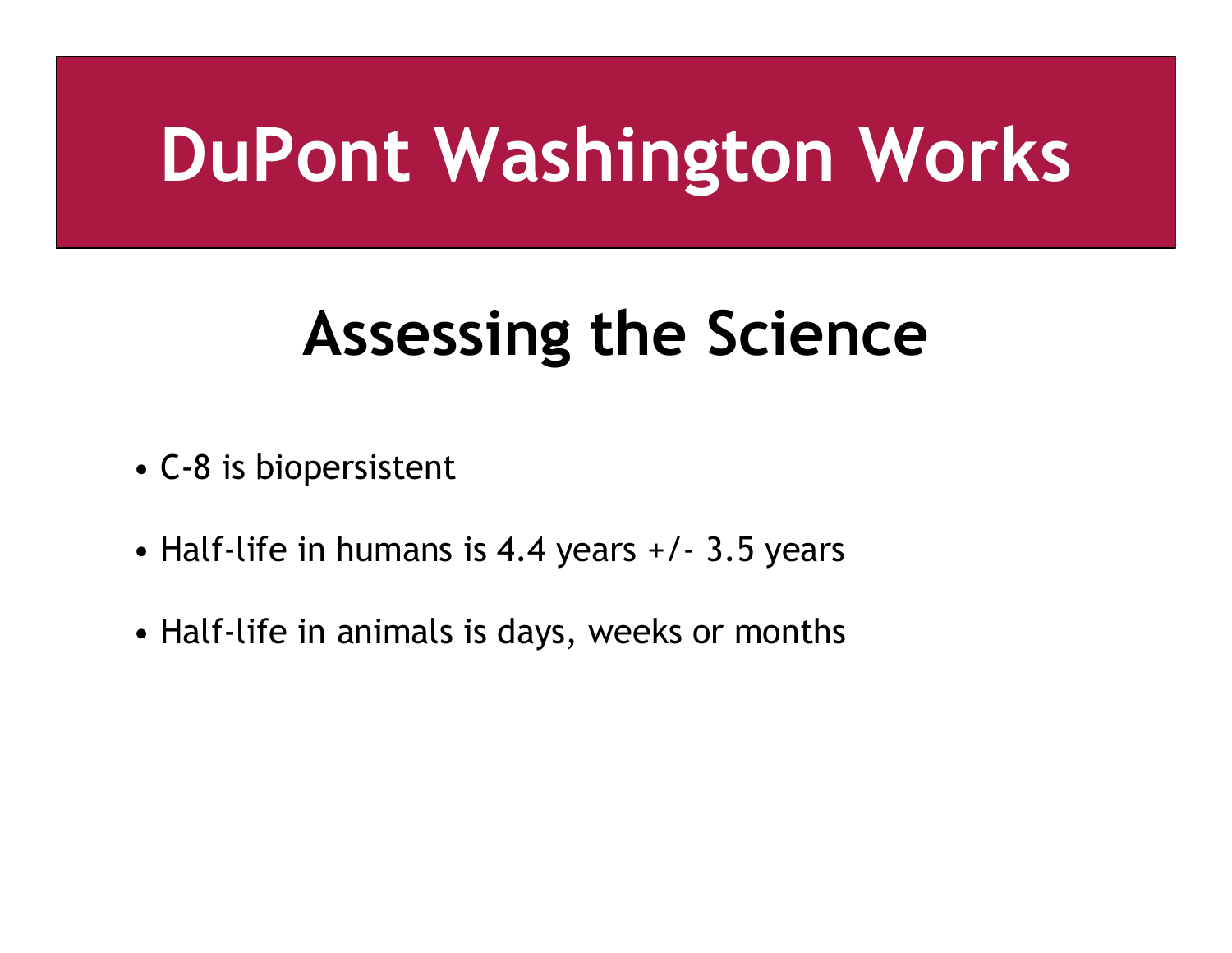# DuPont Washington Works

## Assessing the Science

- C-8 is biopersistent
- Half-life in humans is 4.4 years +/- 3.5 years
- Half-life in animals is days, weeks or months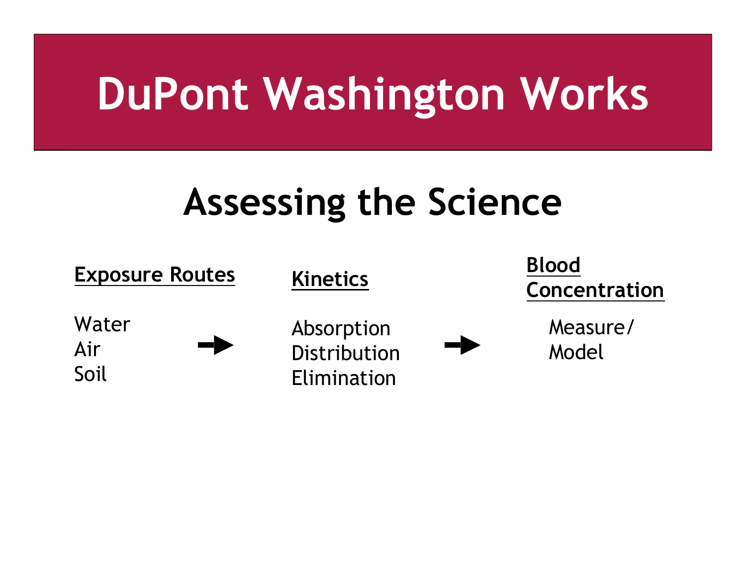# DuPont Washington Works

## Assessing the Science

| Exposure Routes | | Kinetics | | Blood Concentration |
|---|---|---|---|---|
| Water<br>Air<br>Soil | → | Absorption<br>Distribution<br>Elimination | → | Measure/<br>Model |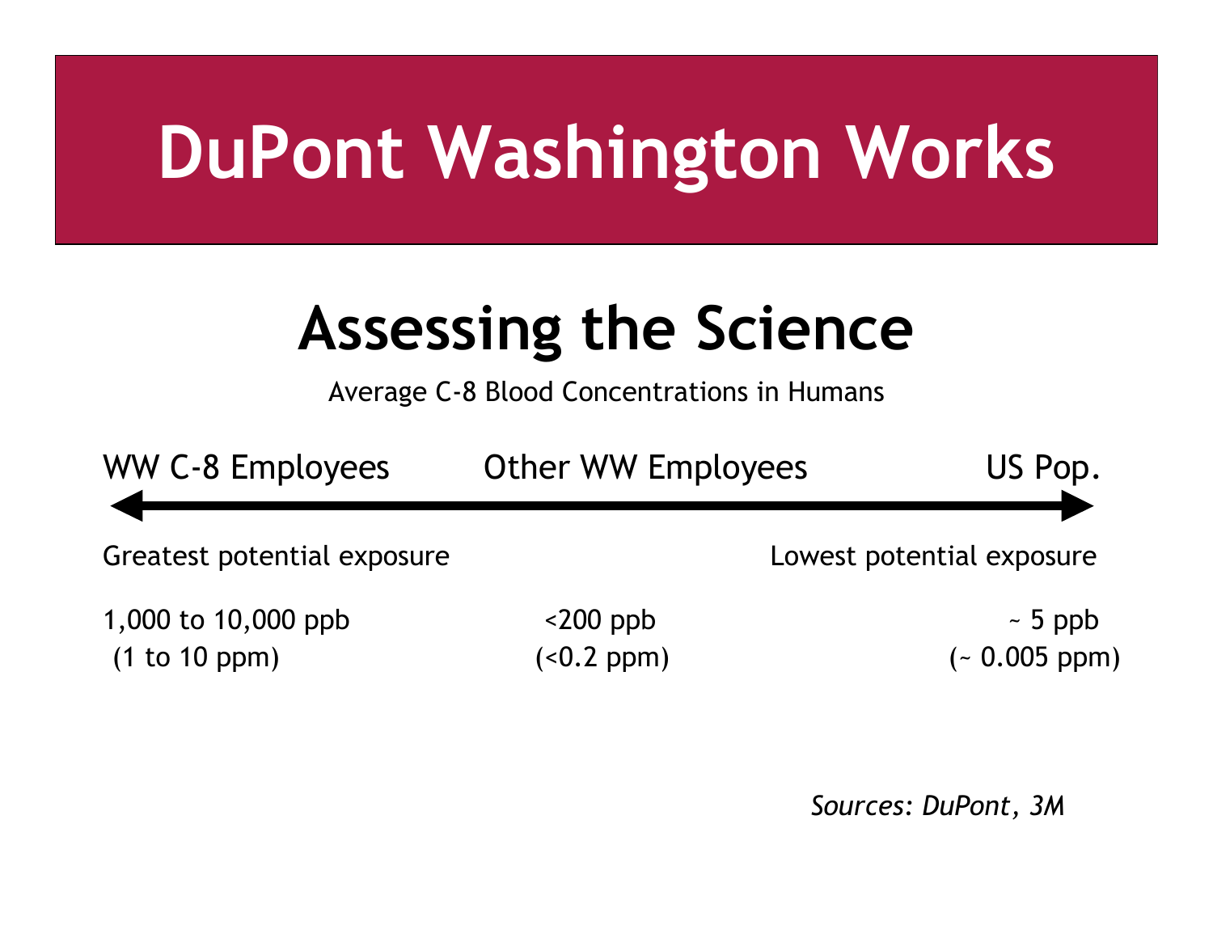# DuPont Washington Works

## Assessing the Science

Average C-8 Blood Concentrations in Humans

| WW C-8 Employees | Other WW Employees | US Pop. |
| --- | --- | --- |
| Greatest potential exposure | | Lowest potential exposure |
| 1,000 to 10,000 ppb (1 to 10 ppm) | <200 ppb (<0.2 ppm) | ~ 5 ppb (~ 0.005 ppm) |

*Sources: DuPont, 3M*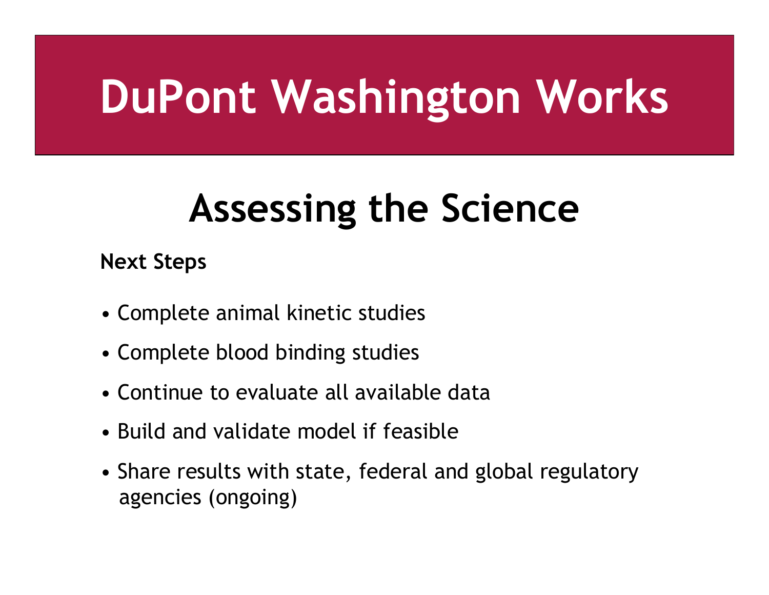# DuPont Washington Works

## Assessing the Science

**Next Steps**

- Complete animal kinetic studies
- Complete blood binding studies
- Continue to evaluate all available data
- Build and validate model if feasible
- Share results with state, federal and global regulatory agencies (ongoing)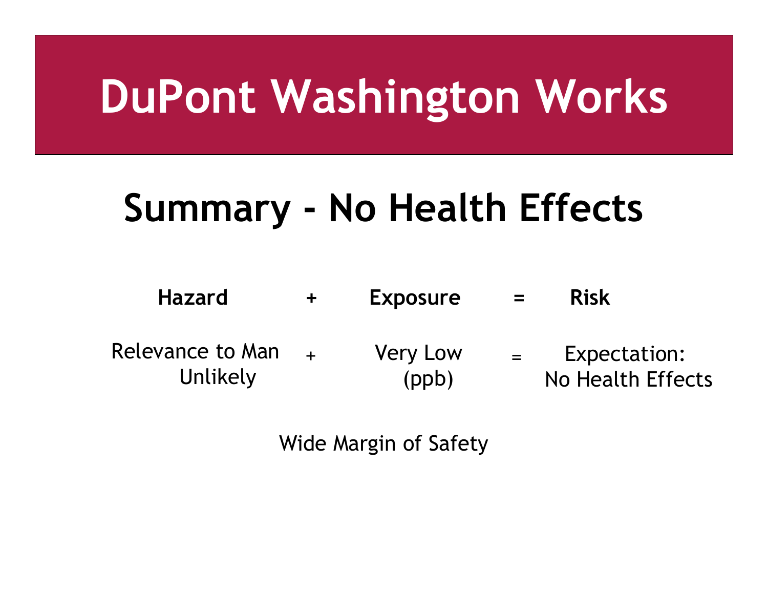# DuPont Washington Works

## Summary - No Health Effects

| Hazard | + | Exposure | = | Risk |
|---|---|---|---|---|
| Relevance to Man Unlikely | + | Very Low (ppb) | = | Expectation: No Health Effects |

Wide Margin of Safety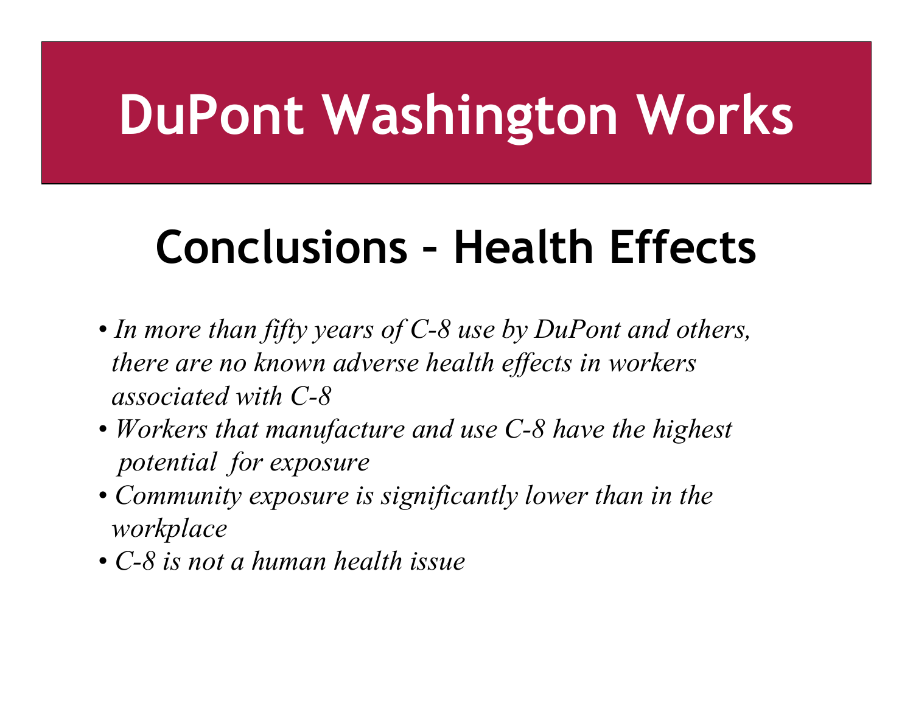# DuPont Washington Works

## Conclusions – Health Effects

- *In more than fifty years of C-8 use by DuPont and others, there are no known adverse health effects in workers associated with C-8*
- *Workers that manufacture and use C-8 have the highest potential for exposure*
- *Community exposure is significantly lower than in the workplace*
- *C-8 is not a human health issue*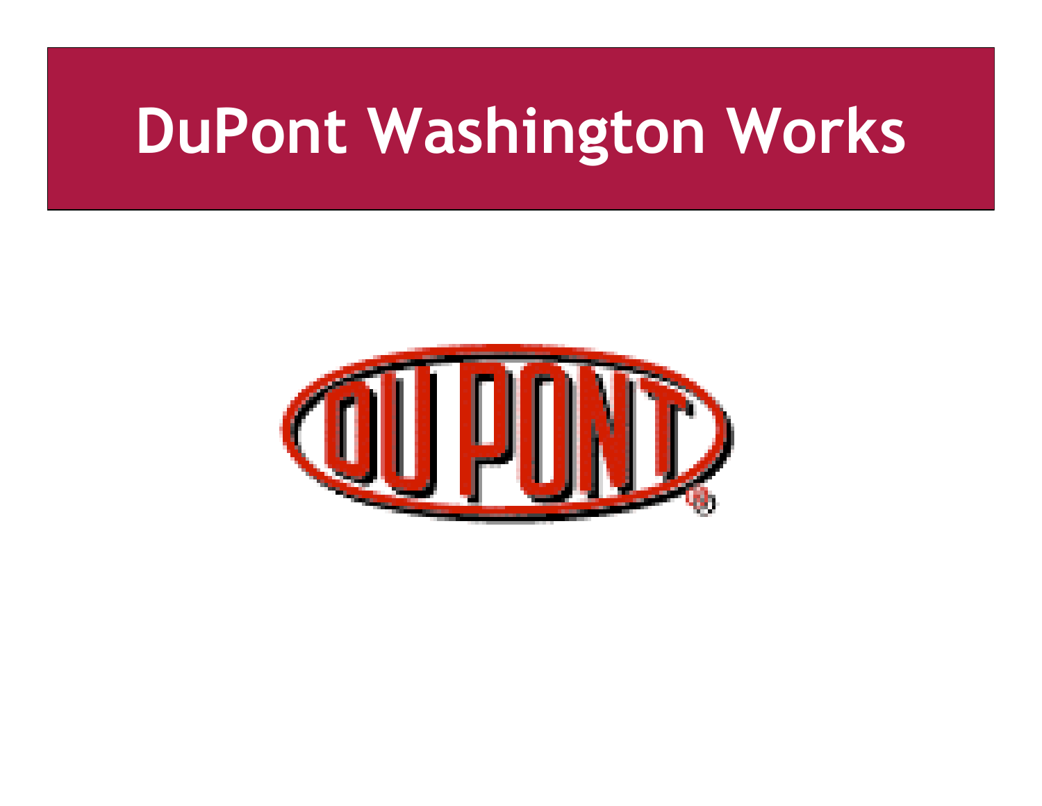# DuPont Washington Works

DUPONT®